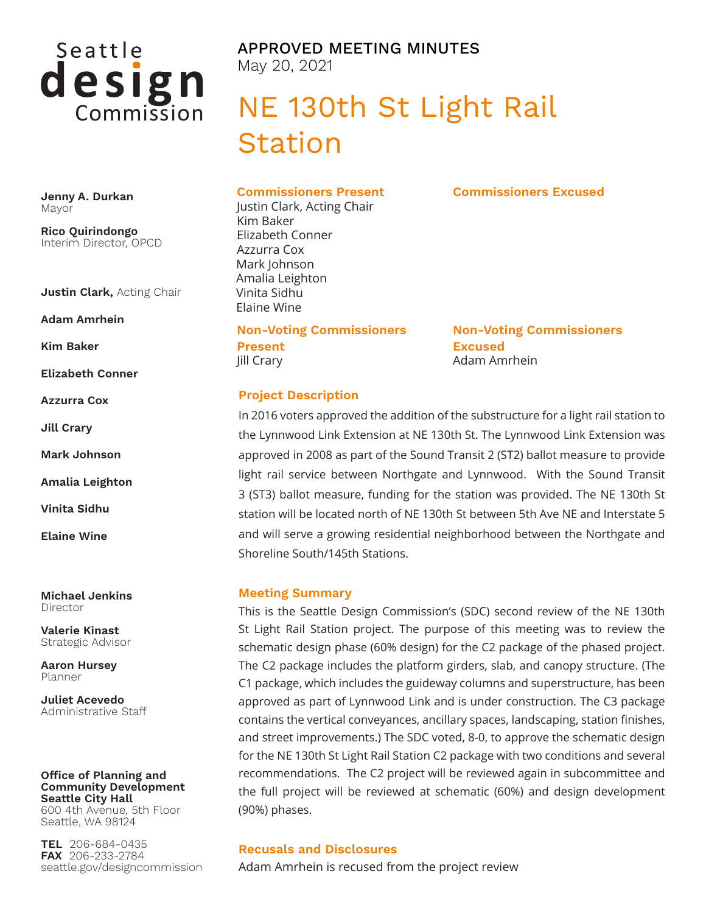Seattle design Commission

**Jenny A. Durkan**
Mayor

**Rico Quirindongo**
Interim Director, OPCD

**Justin Clark,** Acting Chair

**Adam Amrhein**

**Kim Baker**

**Elizabeth Conner**

**Azzurra Cox**

**Jill Crary**

**Mark Johnson**

**Amalia Leighton**

**Vinita Sidhu**

**Elaine Wine**

**Michael Jenkins**
Director

**Valerie Kinast**
Strategic Advisor

**Aaron Hursey**
Planner

**Juliet Acevedo**
Administrative Staff

**Office of Planning and Community Development**
**Seattle City Hall**
600 4th Avenue, 5th Floor
Seattle, WA 98124

**TEL** 206-684-0435
**FAX** 206-233-2784
seattle.gov/designcommission

APPROVED MEETING MINUTES
May 20, 2021

# NE 130th St Light Rail Station

### Commissioners Present
Justin Clark, Acting Chair
Kim Baker
Elizabeth Conner
Azzurra Cox
Mark Johnson
Amalia Leighton
Vinita Sidhu
Elaine Wine

### Commissioners Excused

### Non-Voting Commissioners Present
Jill Crary

### Non-Voting Commissioners Excused
Adam Amrhein

### Project Description
In 2016 voters approved the addition of the substructure for a light rail station to the Lynnwood Link Extension at NE 130th St. The Lynnwood Link Extension was approved in 2008 as part of the Sound Transit 2 (ST2) ballot measure to provide light rail service between Northgate and Lynnwood. With the Sound Transit 3 (ST3) ballot measure, funding for the station was provided. The NE 130th St station will be located north of NE 130th St between 5th Ave NE and Interstate 5 and will serve a growing residential neighborhood between the Northgate and Shoreline South/145th Stations.

### Meeting Summary
This is the Seattle Design Commission's (SDC) second review of the NE 130th St Light Rail Station project. The purpose of this meeting was to review the schematic design phase (60% design) for the C2 package of the phased project. The C2 package includes the platform girders, slab, and canopy structure. (The C1 package, which includes the guideway columns and superstructure, has been approved as part of Lynnwood Link and is under construction. The C3 package contains the vertical conveyances, ancillary spaces, landscaping, station finishes, and street improvements.) The SDC voted, 8-0, to approve the schematic design for the NE 130th St Light Rail Station C2 package with two conditions and several recommendations. The C2 project will be reviewed again in subcommittee and the full project will be reviewed at schematic (60%) and design development (90%) phases.

### Recusals and Disclosures
Adam Amrhein is recused from the project review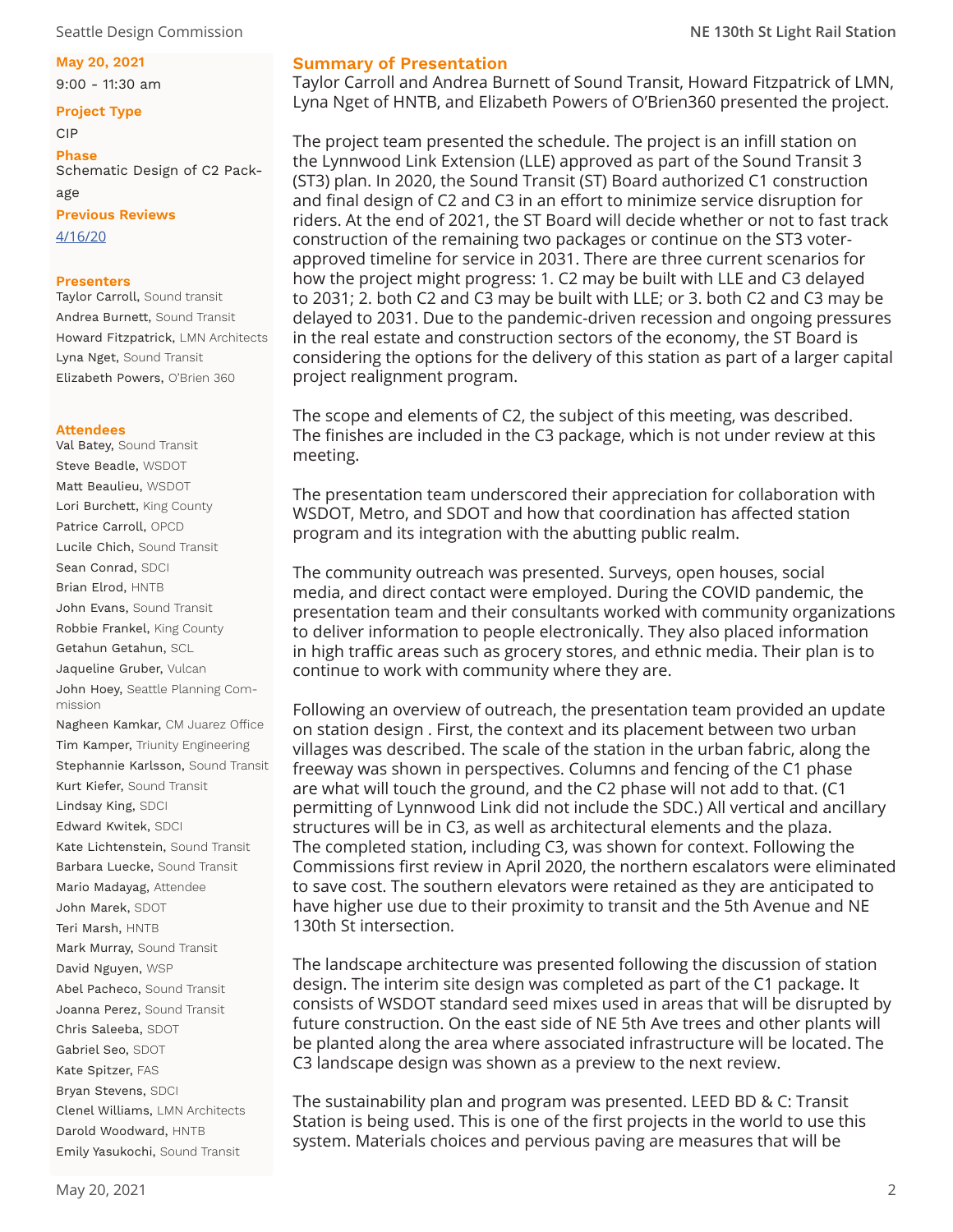**May 20, 2021**
9:00 - 11:30 am

**Project Type**
CIP

**Phase**
Schematic Design of C2 Package

**Previous Reviews**
4/16/20

**Presenters**
Taylor Carroll, Sound transit
Andrea Burnett, Sound Transit
Howard Fitzpatrick, LMN Architects
Lyna Nget, Sound Transit
Elizabeth Powers, O'Brien 360

**Attendees**
Val Batey, Sound Transit
Steve Beadle, WSDOT
Matt Beaulieu, WSDOT
Lori Burchett, King County
Patrice Carroll, OPCD
Lucile Chich, Sound Transit
Sean Conrad, SDCI
Brian Elrod, HNTB
John Evans, Sound Transit
Robbie Frankel, King County
Getahun Getahun, SCL
Jaqueline Gruber, Vulcan
John Hoey, Seattle Planning Commission
Nagheen Kamkar, CM Juarez Office
Tim Kamper, Triunity Engineering
Stephannie Karlsson, Sound Transit
Kurt Kiefer, Sound Transit
Lindsay King, SDCI
Edward Kwitek, SDCI
Kate Lichtenstein, Sound Transit
Barbara Luecke, Sound Transit
Mario Madayag, Attendee
John Marek, SDOT
Teri Marsh, HNTB
Mark Murray, Sound Transit
David Nguyen, WSP
Abel Pacheco, Sound Transit
Joanna Perez, Sound Transit
Chris Saleeba, SDOT
Gabriel Seo, SDOT
Kate Spitzer, FAS
Bryan Stevens, SDCI
Clenel Williams, LMN Architects
Darold Woodward, HNTB
Emily Yasukochi, Sound Transit

## Summary of Presentation

Taylor Carroll and Andrea Burnett of Sound Transit, Howard Fitzpatrick of LMN, Lyna Nget of HNTB, and Elizabeth Powers of O'Brien360 presented the project.

The project team presented the schedule. The project is an infill station on the Lynnwood Link Extension (LLE) approved as part of the Sound Transit 3 (ST3) plan. In 2020, the Sound Transit (ST) Board authorized C1 construction and final design of C2 and C3 in an effort to minimize service disruption for riders. At the end of 2021, the ST Board will decide whether or not to fast track construction of the remaining two packages or continue on the ST3 voter-approved timeline for service in 2031. There are three current scenarios for how the project might progress: 1. C2 may be built with LLE and C3 delayed to 2031; 2. both C2 and C3 may be built with LLE; or 3. both C2 and C3 may be delayed to 2031. Due to the pandemic-driven recession and ongoing pressures in the real estate and construction sectors of the economy, the ST Board is considering the options for the delivery of this station as part of a larger capital project realignment program.

The scope and elements of C2, the subject of this meeting, was described. The finishes are included in the C3 package, which is not under review at this meeting.

The presentation team underscored their appreciation for collaboration with WSDOT, Metro, and SDOT and how that coordination has affected station program and its integration with the abutting public realm.

The community outreach was presented. Surveys, open houses, social media, and direct contact were employed. During the COVID pandemic, the presentation team and their consultants worked with community organizations to deliver information to people electronically. They also placed information in high traffic areas such as grocery stores, and ethnic media. Their plan is to continue to work with community where they are.

Following an overview of outreach, the presentation team provided an update on station design . First, the context and its placement between two urban villages was described. The scale of the station in the urban fabric, along the freeway was shown in perspectives. Columns and fencing of the C1 phase are what will touch the ground, and the C2 phase will not add to that. (C1 permitting of Lynnwood Link did not include the SDC.) All vertical and ancillary structures will be in C3, as well as architectural elements and the plaza. The completed station, including C3, was shown for context. Following the Commissions first review in April 2020, the northern escalators were eliminated to save cost. The southern elevators were retained as they are anticipated to have higher use due to their proximity to transit and the 5th Avenue and NE 130th St intersection.

The landscape architecture was presented following the discussion of station design. The interim site design was completed as part of the C1 package. It consists of WSDOT standard seed mixes used in areas that will be disrupted by future construction. On the east side of NE 5th Ave trees and other plants will be planted along the area where associated infrastructure will be located. The C3 landscape design was shown as a preview to the next review.

The sustainability plan and program was presented. LEED BD & C: Transit Station is being used. This is one of the first projects in the world to use this system. Materials choices and pervious paving are measures that will be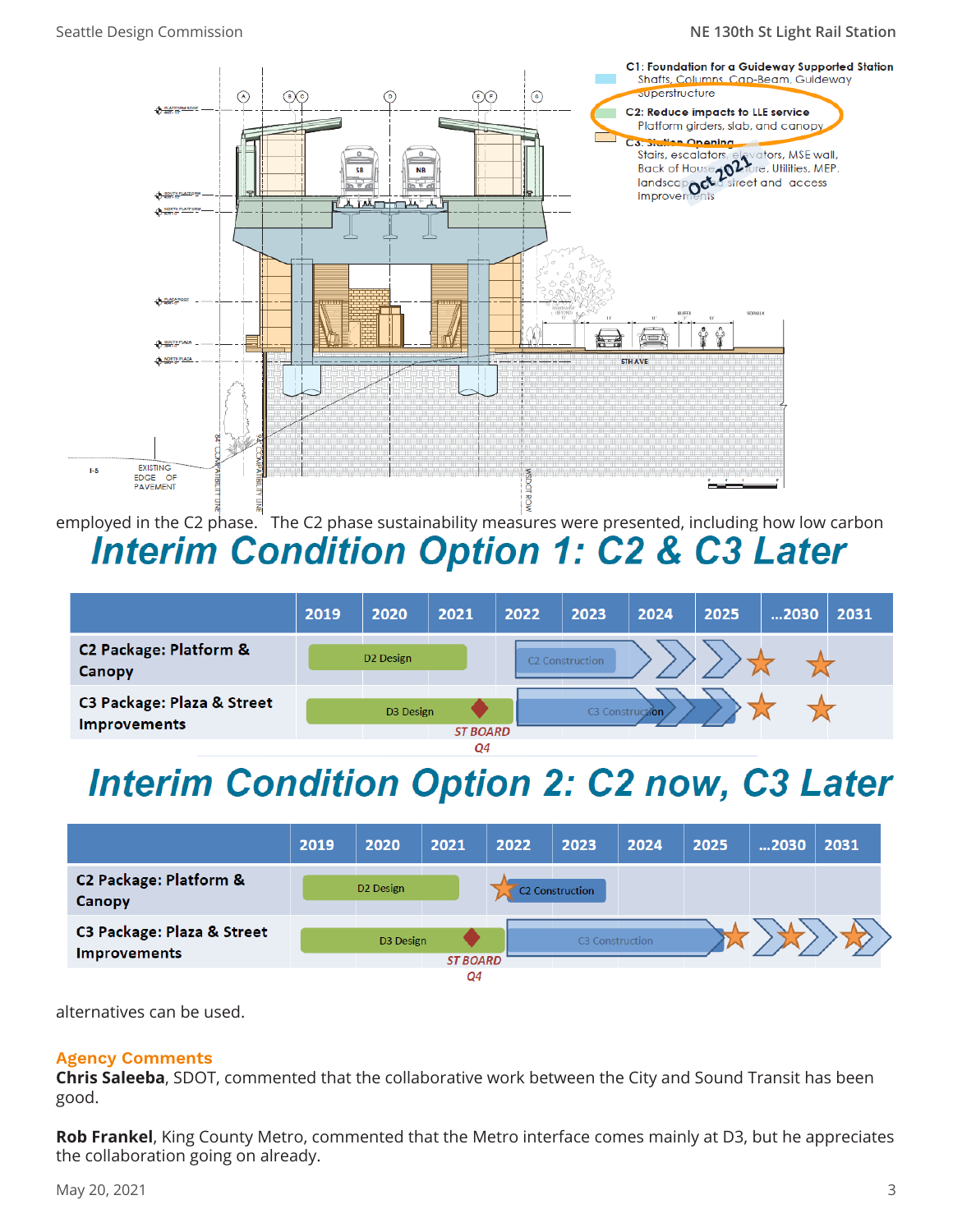C1: Foundation for a Guideway Supported Station
Shafts, Columns, Cap-Beam, Guideway Superstructure

C2: Reduce impacts to LLE service
Platform girders, slab, and canopy

C3: Station Opening
Stairs, escalators, elevators, MSE wall, Back of House, Structure, Utilities, MEP, landscape, and street and access improvements

Oct 2021

employed in the C2 phase. The C2 phase sustainability measures were presented, including how low carbon

## Interim Condition Option 1: C2 & C3 Later

| | 2019 | 2020 | 2021 | 2022 | 2023 | 2024 | 2025 | ...2030 | 2031 |
|---|---|---|---|---|---|---|---|---|---|
| **C2 Package: Platform & Canopy** | | D2 Design | | C2 Construction | | | | | |
| **C3 Package: Plaza & Street Improvements** | | D3 Design | ST BOARD Q4 | | C3 Construction | | | | |

## Interim Condition Option 2: C2 now, C3 Later

| | 2019 | 2020 | 2021 | 2022 | 2023 | 2024 | 2025 | ...2030 | 2031 |
|---|---|---|---|---|---|---|---|---|---|
| **C2 Package: Platform & Canopy** | | D2 Design | | C2 Construction | | | | | |
| **C3 Package: Plaza & Street Improvements** | | D3 Design | ST BOARD Q4 | | C3 Construction | | | | |

alternatives can be used.

### Agency Comments

**Chris Saleeba**, SDOT, commented that the collaborative work between the City and Sound Transit has been good.

**Rob Frankel**, King County Metro, commented that the Metro interface comes mainly at D3, but he appreciates the collaboration going on already.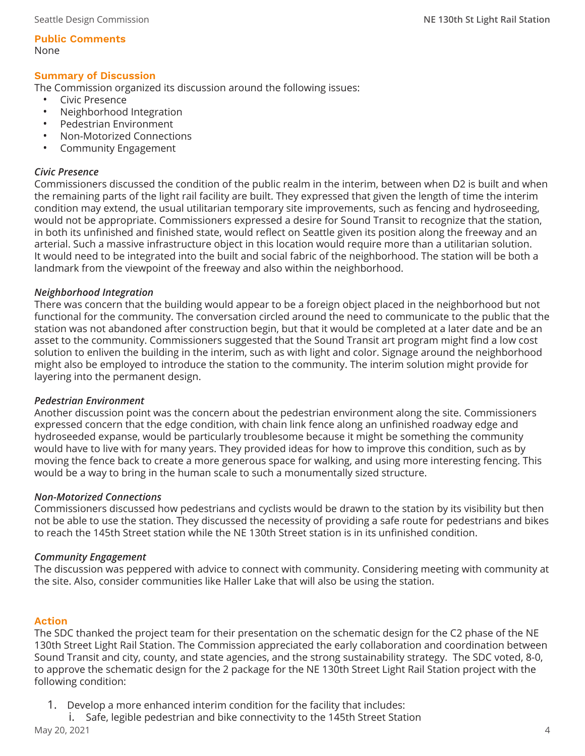## Public Comments

None

## Summary of Discussion

The Commission organized its discussion around the following issues:

- Civic Presence
- Neighborhood Integration
- Pedestrian Environment
- Non-Motorized Connections
- Community Engagement

### *Civic Presence*

Commissioners discussed the condition of the public realm in the interim, between when D2 is built and when the remaining parts of the light rail facility are built. They expressed that given the length of time the interim condition may extend, the usual utilitarian temporary site improvements, such as fencing and hydroseeding, would not be appropriate. Commissioners expressed a desire for Sound Transit to recognize that the station, in both its unfinished and finished state, would reflect on Seattle given its position along the freeway and an arterial. Such a massive infrastructure object in this location would require more than a utilitarian solution. It would need to be integrated into the built and social fabric of the neighborhood. The station will be both a landmark from the viewpoint of the freeway and also within the neighborhood.

### *Neighborhood Integration*

There was concern that the building would appear to be a foreign object placed in the neighborhood but not functional for the community. The conversation circled around the need to communicate to the public that the station was not abandoned after construction begin, but that it would be completed at a later date and be an asset to the community. Commissioners suggested that the Sound Transit art program might find a low cost solution to enliven the building in the interim, such as with light and color. Signage around the neighborhood might also be employed to introduce the station to the community. The interim solution might provide for layering into the permanent design.

### *Pedestrian Environment*

Another discussion point was the concern about the pedestrian environment along the site. Commissioners expressed concern that the edge condition, with chain link fence along an unfinished roadway edge and hydroseeded expanse, would be particularly troublesome because it might be something the community would have to live with for many years. They provided ideas for how to improve this condition, such as by moving the fence back to create a more generous space for walking, and using more interesting fencing. This would be a way to bring in the human scale to such a monumentally sized structure.

### *Non-Motorized Connections*

Commissioners discussed how pedestrians and cyclists would be drawn to the station by its visibility but then not be able to use the station. They discussed the necessity of providing a safe route for pedestrians and bikes to reach the 145th Street station while the NE 130th Street station is in its unfinished condition.

### *Community Engagement*

The discussion was peppered with advice to connect with community. Considering meeting with community at the site. Also, consider communities like Haller Lake that will also be using the station.

## Action

The SDC thanked the project team for their presentation on the schematic design for the C2 phase of the NE 130th Street Light Rail Station. The Commission appreciated the early collaboration and coordination between Sound Transit and city, county, and state agencies, and the strong sustainability strategy. The SDC voted, 8-0, to approve the schematic design for the 2 package for the NE 130th Street Light Rail Station project with the following condition:

1. Develop a more enhanced interim condition for the facility that includes:
   i. Safe, legible pedestrian and bike connectivity to the 145th Street Station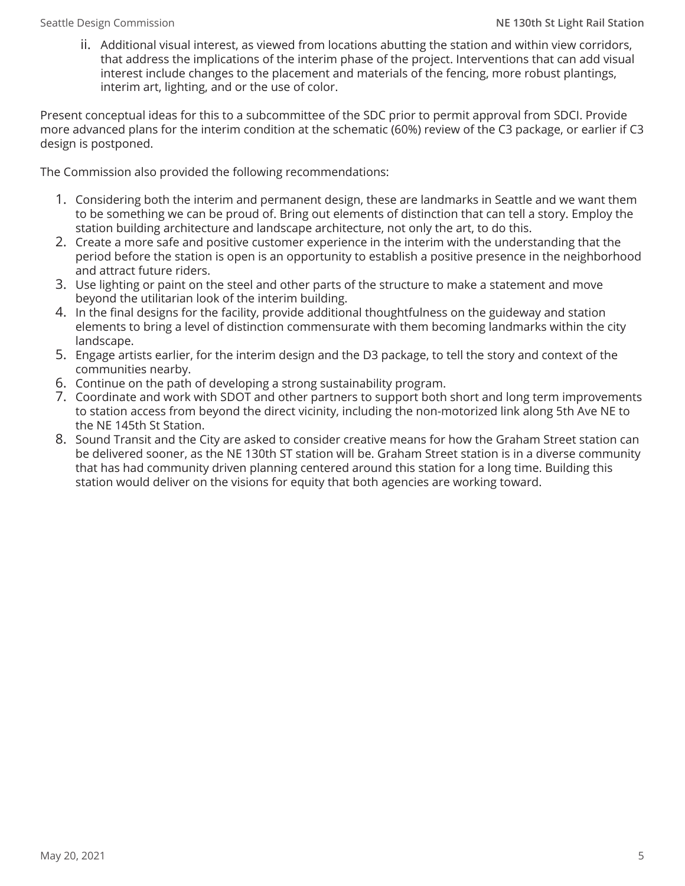ii. Additional visual interest, as viewed from locations abutting the station and within view corridors, that address the implications of the interim phase of the project. Interventions that can add visual interest include changes to the placement and materials of the fencing, more robust plantings, interim art, lighting, and or the use of color.

Present conceptual ideas for this to a subcommittee of the SDC prior to permit approval from SDCI. Provide more advanced plans for the interim condition at the schematic (60%) review of the C3 package, or earlier if C3 design is postponed.

The Commission also provided the following recommendations:

1. Considering both the interim and permanent design, these are landmarks in Seattle and we want them to be something we can be proud of. Bring out elements of distinction that can tell a story. Employ the station building architecture and landscape architecture, not only the art, to do this.
2. Create a more safe and positive customer experience in the interim with the understanding that the period before the station is open is an opportunity to establish a positive presence in the neighborhood and attract future riders.
3. Use lighting or paint on the steel and other parts of the structure to make a statement and move beyond the utilitarian look of the interim building.
4. In the final designs for the facility, provide additional thoughtfulness on the guideway and station elements to bring a level of distinction commensurate with them becoming landmarks within the city landscape.
5. Engage artists earlier, for the interim design and the D3 package, to tell the story and context of the communities nearby.
6. Continue on the path of developing a strong sustainability program.
7. Coordinate and work with SDOT and other partners to support both short and long term improvements to station access from beyond the direct vicinity, including the non-motorized link along 5th Ave NE to the NE 145th St Station.
8. Sound Transit and the City are asked to consider creative means for how the Graham Street station can be delivered sooner, as the NE 130th ST station will be. Graham Street station is in a diverse community that has had community driven planning centered around this station for a long time. Building this station would deliver on the visions for equity that both agencies are working toward.